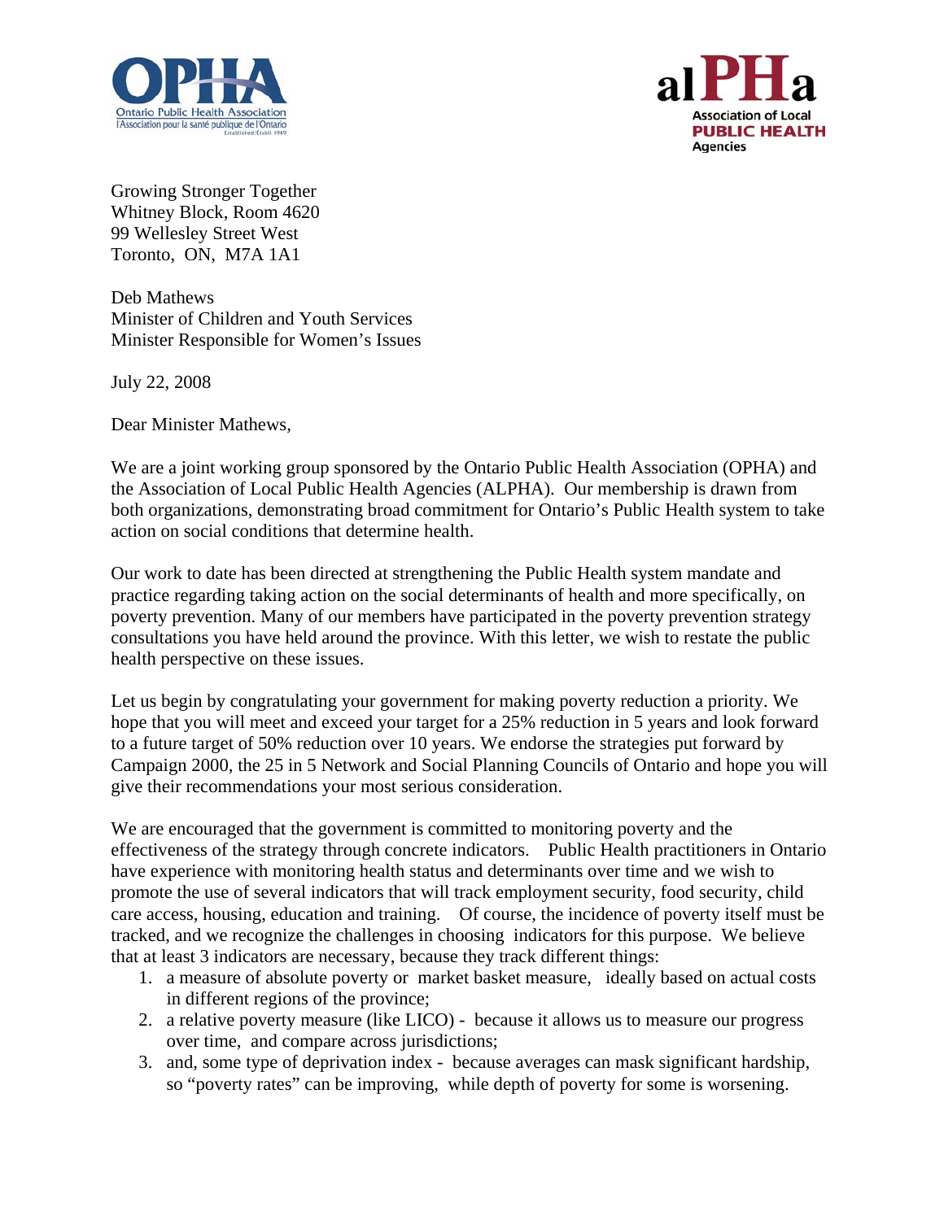OPHA
Ontario Public Health Association
l'Association pour la santé publique de l'Ontario
Established/Établi 1949

alPHa
Association of Local
PUBLIC HEALTH
Agencies

Growing Stronger Together
Whitney Block, Room 4620
99 Wellesley Street West
Toronto, ON, M7A 1A1

Deb Mathews
Minister of Children and Youth Services
Minister Responsible for Women's Issues

July 22, 2008

Dear Minister Mathews,

We are a joint working group sponsored by the Ontario Public Health Association (OPHA) and the Association of Local Public Health Agencies (ALPHA). Our membership is drawn from both organizations, demonstrating broad commitment for Ontario's Public Health system to take action on social conditions that determine health.

Our work to date has been directed at strengthening the Public Health system mandate and practice regarding taking action on the social determinants of health and more specifically, on poverty prevention. Many of our members have participated in the poverty prevention strategy consultations you have held around the province. With this letter, we wish to restate the public health perspective on these issues.

Let us begin by congratulating your government for making poverty reduction a priority. We hope that you will meet and exceed your target for a 25% reduction in 5 years and look forward to a future target of 50% reduction over 10 years. We endorse the strategies put forward by Campaign 2000, the 25 in 5 Network and Social Planning Councils of Ontario and hope you will give their recommendations your most serious consideration.

We are encouraged that the government is committed to monitoring poverty and the effectiveness of the strategy through concrete indicators. Public Health practitioners in Ontario have experience with monitoring health status and determinants over time and we wish to promote the use of several indicators that will track employment security, food security, child care access, housing, education and training. Of course, the incidence of poverty itself must be tracked, and we recognize the challenges in choosing indicators for this purpose. We believe that at least 3 indicators are necessary, because they track different things:

1. a measure of absolute poverty or market basket measure, ideally based on actual costs in different regions of the province;
2. a relative poverty measure (like LICO) - because it allows us to measure our progress over time, and compare across jurisdictions;
3. and, some type of deprivation index - because averages can mask significant hardship, so "poverty rates" can be improving, while depth of poverty for some is worsening.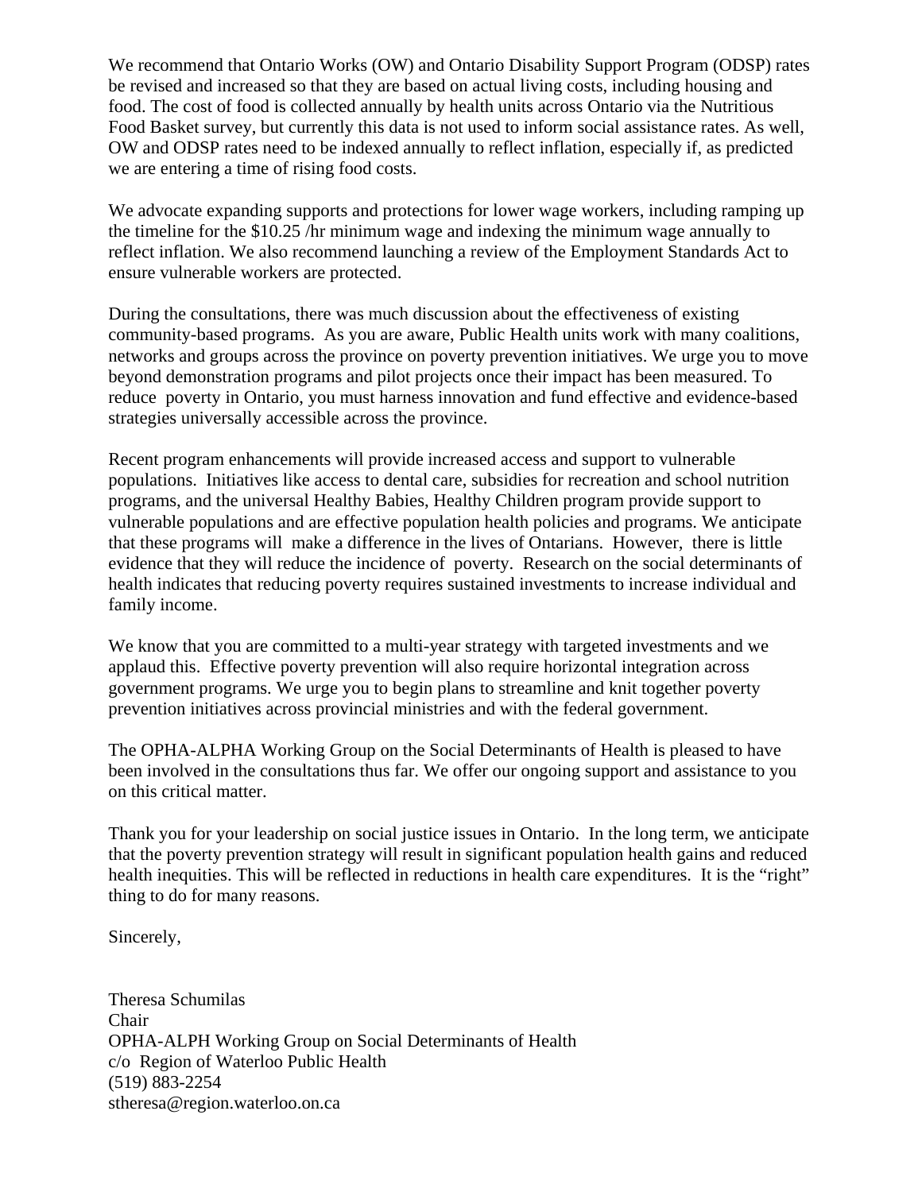We recommend that Ontario Works (OW) and Ontario Disability Support Program (ODSP) rates be revised and increased so that they are based on actual living costs, including housing and food. The cost of food is collected annually by health units across Ontario via the Nutritious Food Basket survey, but currently this data is not used to inform social assistance rates. As well, OW and ODSP rates need to be indexed annually to reflect inflation, especially if, as predicted we are entering a time of rising food costs.

We advocate expanding supports and protections for lower wage workers, including ramping up the timeline for the $10.25 /hr minimum wage and indexing the minimum wage annually to reflect inflation. We also recommend launching a review of the Employment Standards Act to ensure vulnerable workers are protected.

During the consultations, there was much discussion about the effectiveness of existing community-based programs. As you are aware, Public Health units work with many coalitions, networks and groups across the province on poverty prevention initiatives. We urge you to move beyond demonstration programs and pilot projects once their impact has been measured. To reduce poverty in Ontario, you must harness innovation and fund effective and evidence-based strategies universally accessible across the province.

Recent program enhancements will provide increased access and support to vulnerable populations. Initiatives like access to dental care, subsidies for recreation and school nutrition programs, and the universal Healthy Babies, Healthy Children program provide support to vulnerable populations and are effective population health policies and programs. We anticipate that these programs will make a difference in the lives of Ontarians. However, there is little evidence that they will reduce the incidence of poverty. Research on the social determinants of health indicates that reducing poverty requires sustained investments to increase individual and family income.

We know that you are committed to a multi-year strategy with targeted investments and we applaud this. Effective poverty prevention will also require horizontal integration across government programs. We urge you to begin plans to streamline and knit together poverty prevention initiatives across provincial ministries and with the federal government.

The OPHA-ALPHA Working Group on the Social Determinants of Health is pleased to have been involved in the consultations thus far. We offer our ongoing support and assistance to you on this critical matter.

Thank you for your leadership on social justice issues in Ontario. In the long term, we anticipate that the poverty prevention strategy will result in significant population health gains and reduced health inequities. This will be reflected in reductions in health care expenditures. It is the "right" thing to do for many reasons.

Sincerely,

Theresa Schumilas
Chair
OPHA-ALPH Working Group on Social Determinants of Health
c/o Region of Waterloo Public Health
(519) 883-2254
stheresa@region.waterloo.on.ca